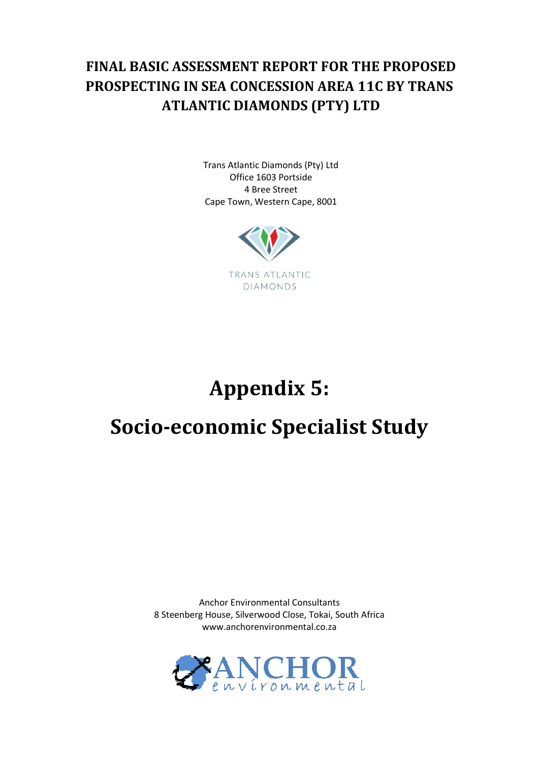# FINAL BASIC ASSESSMENT REPORT FOR THE PROPOSED PROSPECTING IN SEA CONCESSION AREA 11C BY TRANS ATLANTIC DIAMONDS (PTY) LTD

Trans Atlantic Diamonds (Pty) Ltd
Office 1603 Portside
4 Bree Street
Cape Town, Western Cape, 8001

TRANS ATLANTIC DIAMONDS

# Appendix 5:

# Socio-economic Specialist Study

Anchor Environmental Consultants
8 Steenberg House, Silverwood Close, Tokai, South Africa
www.anchorenvironmental.co.za

ANCHOR environmental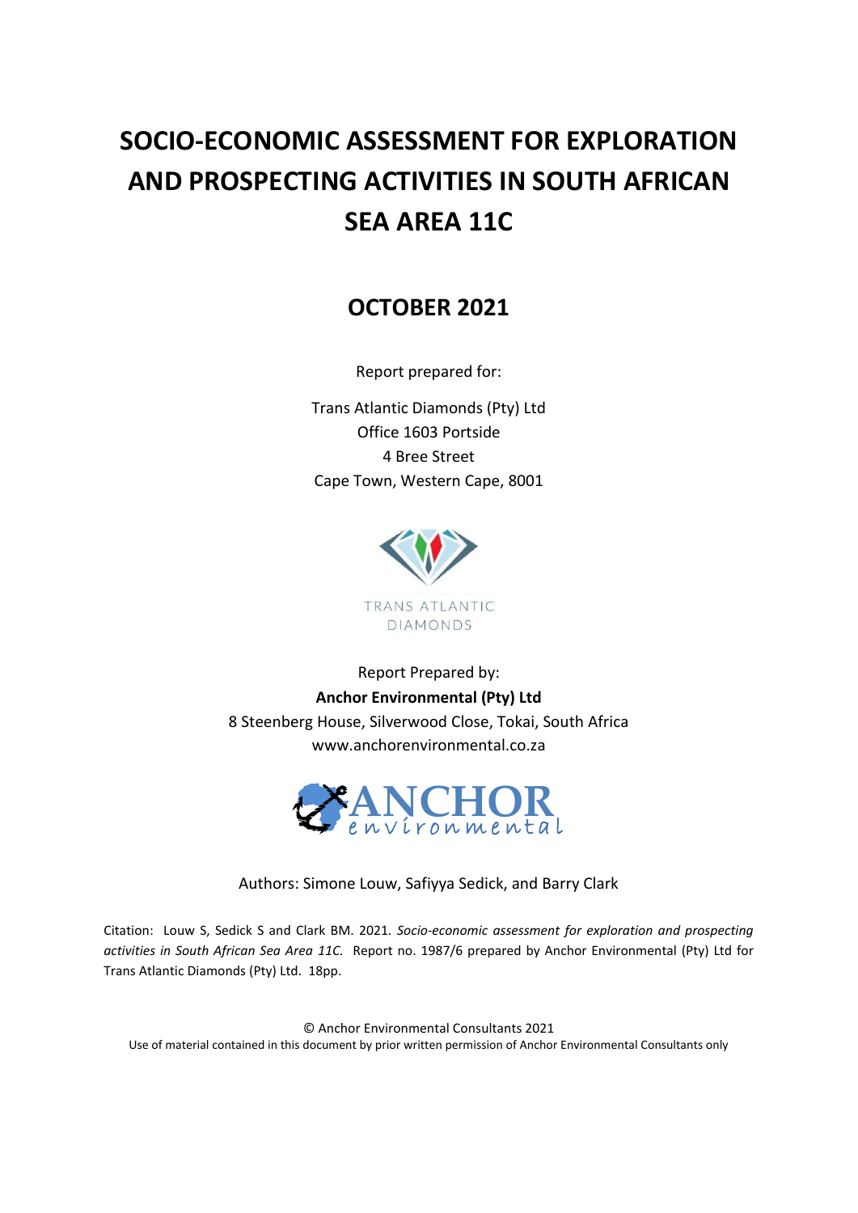# SOCIO-ECONOMIC ASSESSMENT FOR EXPLORATION AND PROSPECTING ACTIVITIES IN SOUTH AFRICAN SEA AREA 11C

## OCTOBER 2021

Report prepared for:

Trans Atlantic Diamonds (Pty) Ltd
Office 1603 Portside
4 Bree Street
Cape Town, Western Cape, 8001

TRANS ATLANTIC DIAMONDS

Report Prepared by:
**Anchor Environmental (Pty) Ltd**
8 Steenberg House, Silverwood Close, Tokai, South Africa
www.anchorenvironmental.co.za

ANCHOR environmental

Authors: Simone Louw, Safiyya Sedick, and Barry Clark

Citation: Louw S, Sedick S and Clark BM. 2021. *Socio-economic assessment for exploration and prospecting activities in South African Sea Area 11C.* Report no. 1987/6 prepared by Anchor Environmental (Pty) Ltd for Trans Atlantic Diamonds (Pty) Ltd. 18pp.

© Anchor Environmental Consultants 2021
Use of material contained in this document by prior written permission of Anchor Environmental Consultants only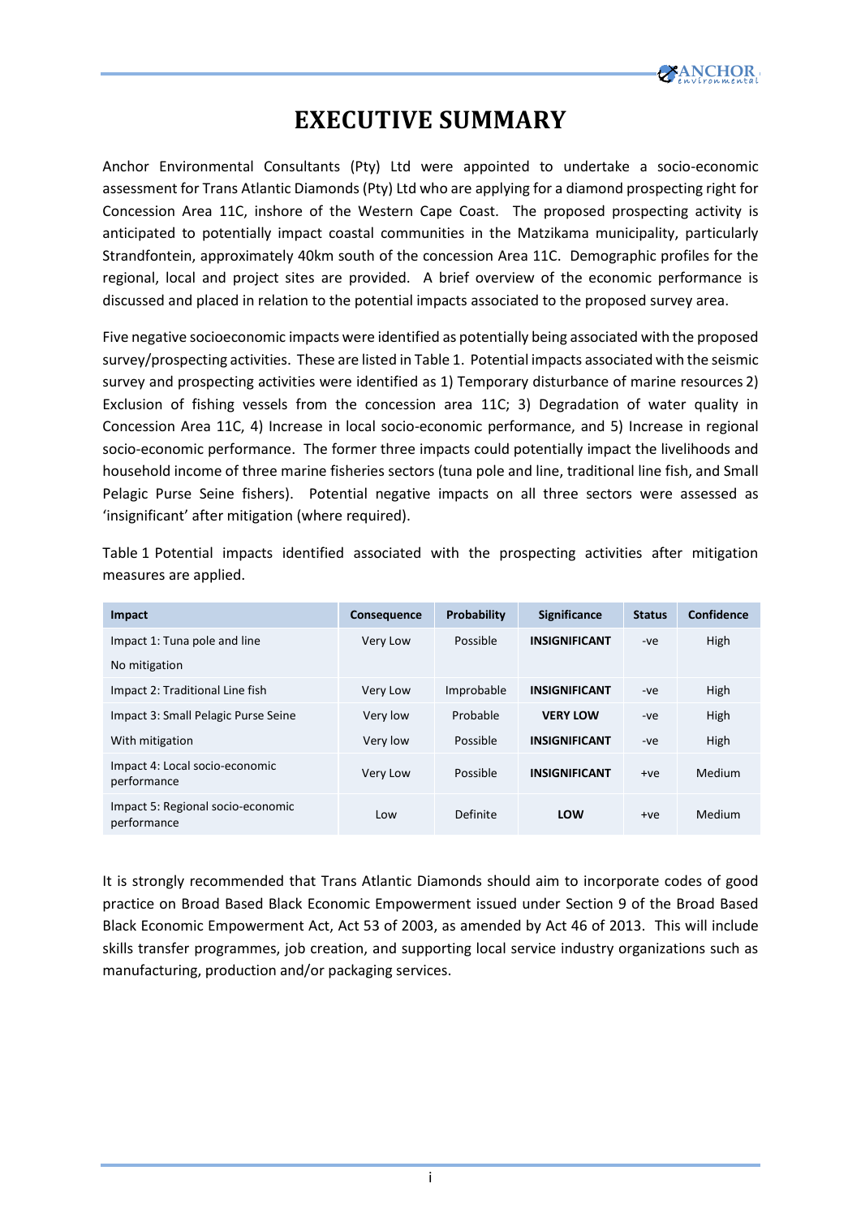# EXECUTIVE SUMMARY

Anchor Environmental Consultants (Pty) Ltd were appointed to undertake a socio-economic assessment for Trans Atlantic Diamonds (Pty) Ltd who are applying for a diamond prospecting right for Concession Area 11C, inshore of the Western Cape Coast. The proposed prospecting activity is anticipated to potentially impact coastal communities in the Matzikama municipality, particularly Strandfontein, approximately 40km south of the concession Area 11C. Demographic profiles for the regional, local and project sites are provided. A brief overview of the economic performance is discussed and placed in relation to the potential impacts associated to the proposed survey area.

Five negative socioeconomic impacts were identified as potentially being associated with the proposed survey/prospecting activities. These are listed in Table 1. Potential impacts associated with the seismic survey and prospecting activities were identified as 1) Temporary disturbance of marine resources 2) Exclusion of fishing vessels from the concession area 11C; 3) Degradation of water quality in Concession Area 11C, 4) Increase in local socio-economic performance, and 5) Increase in regional socio-economic performance. The former three impacts could potentially impact the livelihoods and household income of three marine fisheries sectors (tuna pole and line, traditional line fish, and Small Pelagic Purse Seine fishers). Potential negative impacts on all three sectors were assessed as 'insignificant' after mitigation (where required).

Table 1 Potential impacts identified associated with the prospecting activities after mitigation measures are applied.

| Impact | Consequence | Probability | Significance | Status | Confidence |
|---|---|---|---|---|---|
| Impact 1: Tuna pole and line | Very Low | Possible | **INSIGNIFICANT** | -ve | High |
| No mitigation | | | | | |
| Impact 2: Traditional Line fish | Very Low | Improbable | **INSIGNIFICANT** | -ve | High |
| Impact 3: Small Pelagic Purse Seine | Very low | Probable | **VERY LOW** | -ve | High |
| With mitigation | Very low | Possible | **INSIGNIFICANT** | -ve | High |
| Impact 4: Local socio-economic performance | Very Low | Possible | **INSIGNIFICANT** | +ve | Medium |
| Impact 5: Regional socio-economic performance | Low | Definite | **LOW** | +ve | Medium |

It is strongly recommended that Trans Atlantic Diamonds should aim to incorporate codes of good practice on Broad Based Black Economic Empowerment issued under Section 9 of the Broad Based Black Economic Empowerment Act, Act 53 of 2003, as amended by Act 46 of 2013. This will include skills transfer programmes, job creation, and supporting local service industry organizations such as manufacturing, production and/or packaging services.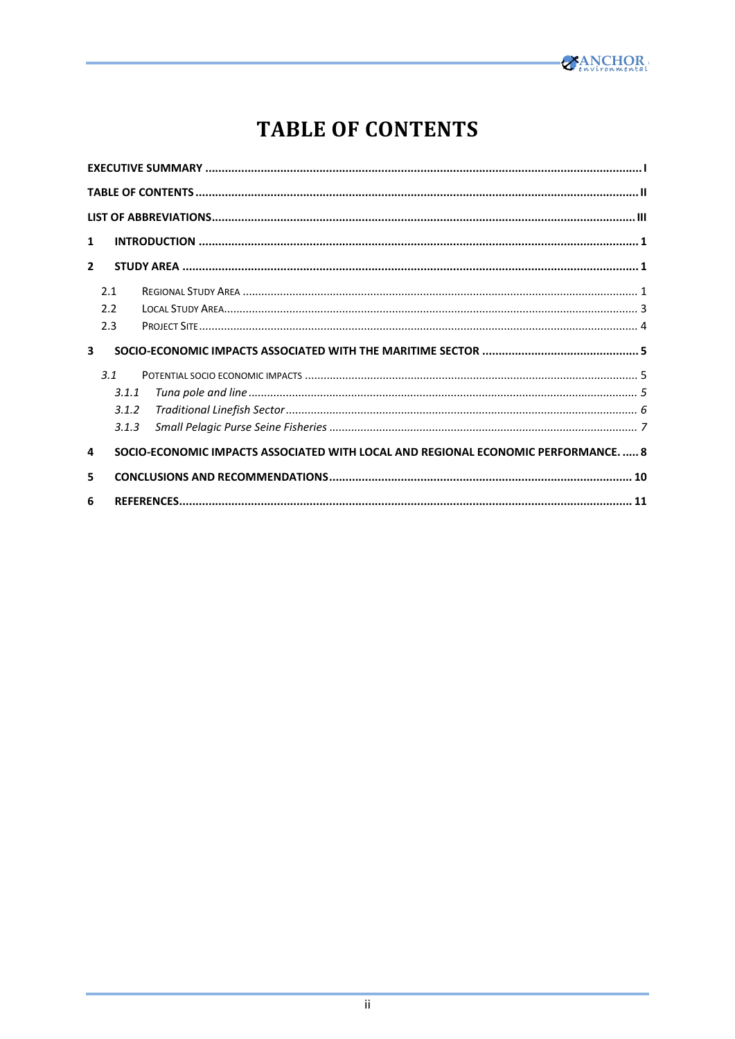# TABLE OF CONTENTS

**EXECUTIVE SUMMARY** ..................................................................... I

**TABLE OF CONTENTS** ..................................................................... II

**LIST OF ABBREVIATIONS** ..................................................................... III

**1 INTRODUCTION** ..................................................................... 1

**2 STUDY AREA** ..................................................................... 1

- 2.1 Regional Study Area ..................................................................... 1
- 2.2 Local Study Area ..................................................................... 3
- 2.3 Project Site ..................................................................... 4

**3 SOCIO-ECONOMIC IMPACTS ASSOCIATED WITH THE MARITIME SECTOR** ..................................................................... 5

- *3.1* Potential socio economic impacts ..................................................................... 5
  - *3.1.1 Tuna pole and line* ..................................................................... *5*
  - *3.1.2 Traditional Linefish Sector* ..................................................................... *6*
  - *3.1.3 Small Pelagic Purse Seine Fisheries* ..................................................................... *7*

**4 SOCIO-ECONOMIC IMPACTS ASSOCIATED WITH LOCAL AND REGIONAL ECONOMIC PERFORMANCE.** ..... 8

**5 CONCLUSIONS AND RECOMMENDATIONS** ..................................................................... 10

**6 REFERENCES** ..................................................................... 11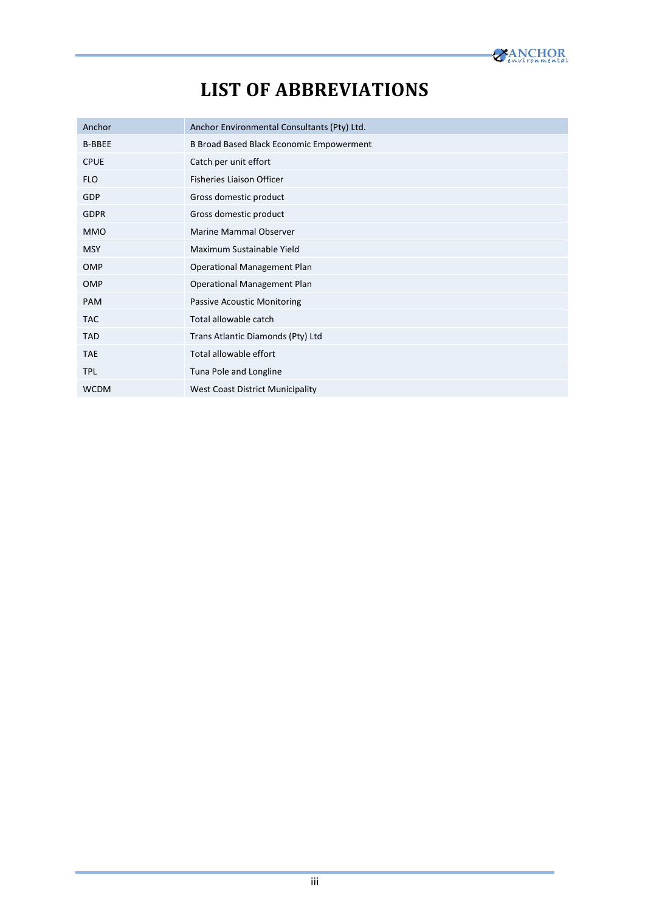# LIST OF ABBREVIATIONS

| Anchor | Anchor Environmental Consultants (Pty) Ltd. |
|---|---|
| B-BBEE | B Broad Based Black Economic Empowerment |
| CPUE | Catch per unit effort |
| FLO | Fisheries Liaison Officer |
| GDP | Gross domestic product |
| GDPR | Gross domestic product |
| MMO | Marine Mammal Observer |
| MSY | Maximum Sustainable Yield |
| OMP | Operational Management Plan |
| OMP | Operational Management Plan |
| PAM | Passive Acoustic Monitoring |
| TAC | Total allowable catch |
| TAD | Trans Atlantic Diamonds (Pty) Ltd |
| TAE | Total allowable effort |
| TPL | Tuna Pole and Longline |
| WCDM | West Coast District Municipality |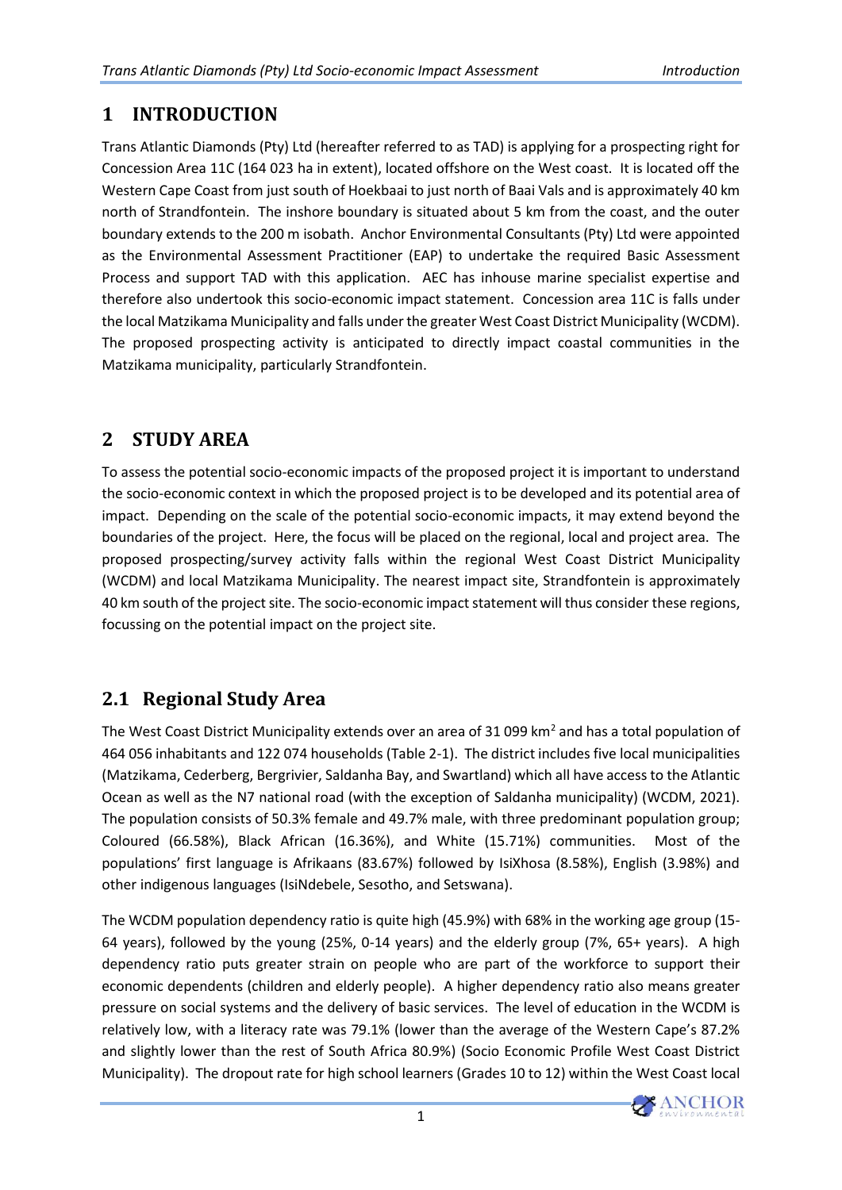# 1 INTRODUCTION

Trans Atlantic Diamonds (Pty) Ltd (hereafter referred to as TAD) is applying for a prospecting right for Concession Area 11C (164 023 ha in extent), located offshore on the West coast. It is located off the Western Cape Coast from just south of Hoekbaai to just north of Baai Vals and is approximately 40 km north of Strandfontein. The inshore boundary is situated about 5 km from the coast, and the outer boundary extends to the 200 m isobath. Anchor Environmental Consultants (Pty) Ltd were appointed as the Environmental Assessment Practitioner (EAP) to undertake the required Basic Assessment Process and support TAD with this application. AEC has inhouse marine specialist expertise and therefore also undertook this socio-economic impact statement. Concession area 11C is falls under the local Matzikama Municipality and falls under the greater West Coast District Municipality (WCDM). The proposed prospecting activity is anticipated to directly impact coastal communities in the Matzikama municipality, particularly Strandfontein.

# 2 STUDY AREA

To assess the potential socio-economic impacts of the proposed project it is important to understand the socio-economic context in which the proposed project is to be developed and its potential area of impact. Depending on the scale of the potential socio-economic impacts, it may extend beyond the boundaries of the project. Here, the focus will be placed on the regional, local and project area. The proposed prospecting/survey activity falls within the regional West Coast District Municipality (WCDM) and local Matzikama Municipality. The nearest impact site, Strandfontein is approximately 40 km south of the project site. The socio-economic impact statement will thus consider these regions, focussing on the potential impact on the project site.

## 2.1 Regional Study Area

The West Coast District Municipality extends over an area of 31 099 km$^2$ and has a total population of 464 056 inhabitants and 122 074 households (Table 2-1). The district includes five local municipalities (Matzikama, Cederberg, Bergrivier, Saldanha Bay, and Swartland) which all have access to the Atlantic Ocean as well as the N7 national road (with the exception of Saldanha municipality) (WCDM, 2021). The population consists of 50.3% female and 49.7% male, with three predominant population group; Coloured (66.58%), Black African (16.36%), and White (15.71%) communities. Most of the populations' first language is Afrikaans (83.67%) followed by IsiXhosa (8.58%), English (3.98%) and other indigenous languages (IsiNdebele, Sesotho, and Setswana).

The WCDM population dependency ratio is quite high (45.9%) with 68% in the working age group (15-64 years), followed by the young (25%, 0-14 years) and the elderly group (7%, 65+ years). A high dependency ratio puts greater strain on people who are part of the workforce to support their economic dependents (children and elderly people). A higher dependency ratio also means greater pressure on social systems and the delivery of basic services. The level of education in the WCDM is relatively low, with a literacy rate was 79.1% (lower than the average of the Western Cape's 87.2% and slightly lower than the rest of South Africa 80.9%) (Socio Economic Profile West Coast District Municipality). The dropout rate for high school learners (Grades 10 to 12) within the West Coast local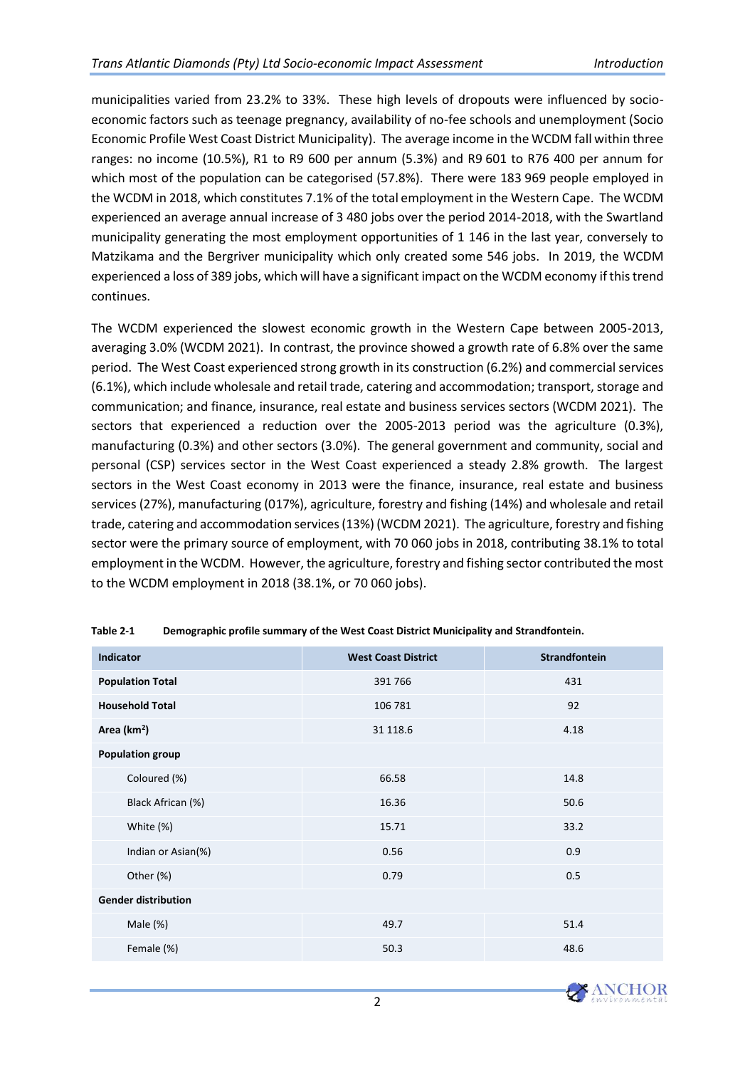municipalities varied from 23.2% to 33%. These high levels of dropouts were influenced by socio-economic factors such as teenage pregnancy, availability of no-fee schools and unemployment (Socio Economic Profile West Coast District Municipality). The average income in the WCDM fall within three ranges: no income (10.5%), R1 to R9 600 per annum (5.3%) and R9 601 to R76 400 per annum for which most of the population can be categorised (57.8%). There were 183 969 people employed in the WCDM in 2018, which constitutes 7.1% of the total employment in the Western Cape. The WCDM experienced an average annual increase of 3 480 jobs over the period 2014-2018, with the Swartland municipality generating the most employment opportunities of 1 146 in the last year, conversely to Matzikama and the Bergriver municipality which only created some 546 jobs. In 2019, the WCDM experienced a loss of 389 jobs, which will have a significant impact on the WCDM economy if this trend continues.

The WCDM experienced the slowest economic growth in the Western Cape between 2005-2013, averaging 3.0% (WCDM 2021). In contrast, the province showed a growth rate of 6.8% over the same period. The West Coast experienced strong growth in its construction (6.2%) and commercial services (6.1%), which include wholesale and retail trade, catering and accommodation; transport, storage and communication; and finance, insurance, real estate and business services sectors (WCDM 2021). The sectors that experienced a reduction over the 2005-2013 period was the agriculture (0.3%), manufacturing (0.3%) and other sectors (3.0%). The general government and community, social and personal (CSP) services sector in the West Coast experienced a steady 2.8% growth. The largest sectors in the West Coast economy in 2013 were the finance, insurance, real estate and business services (27%), manufacturing (017%), agriculture, forestry and fishing (14%) and wholesale and retail trade, catering and accommodation services (13%) (WCDM 2021). The agriculture, forestry and fishing sector were the primary source of employment, with 70 060 jobs in 2018, contributing 38.1% to total employment in the WCDM. However, the agriculture, forestry and fishing sector contributed the most to the WCDM employment in 2018 (38.1%, or 70 060 jobs).

**Table 2-1 Demographic profile summary of the West Coast District Municipality and Strandfontein.**

| Indicator | West Coast District | Strandfontein |
|---|---|---|
| **Population Total** | 391 766 | 431 |
| **Household Total** | 106 781 | 92 |
| **Area (km²)** | 31 118.6 | 4.18 |
| **Population group** | | |
| Coloured (%) | 66.58 | 14.8 |
| Black African (%) | 16.36 | 50.6 |
| White (%) | 15.71 | 33.2 |
| Indian or Asian(%) | 0.56 | 0.9 |
| Other (%) | 0.79 | 0.5 |
| **Gender distribution** | | |
| Male (%) | 49.7 | 51.4 |
| Female (%) | 50.3 | 48.6 |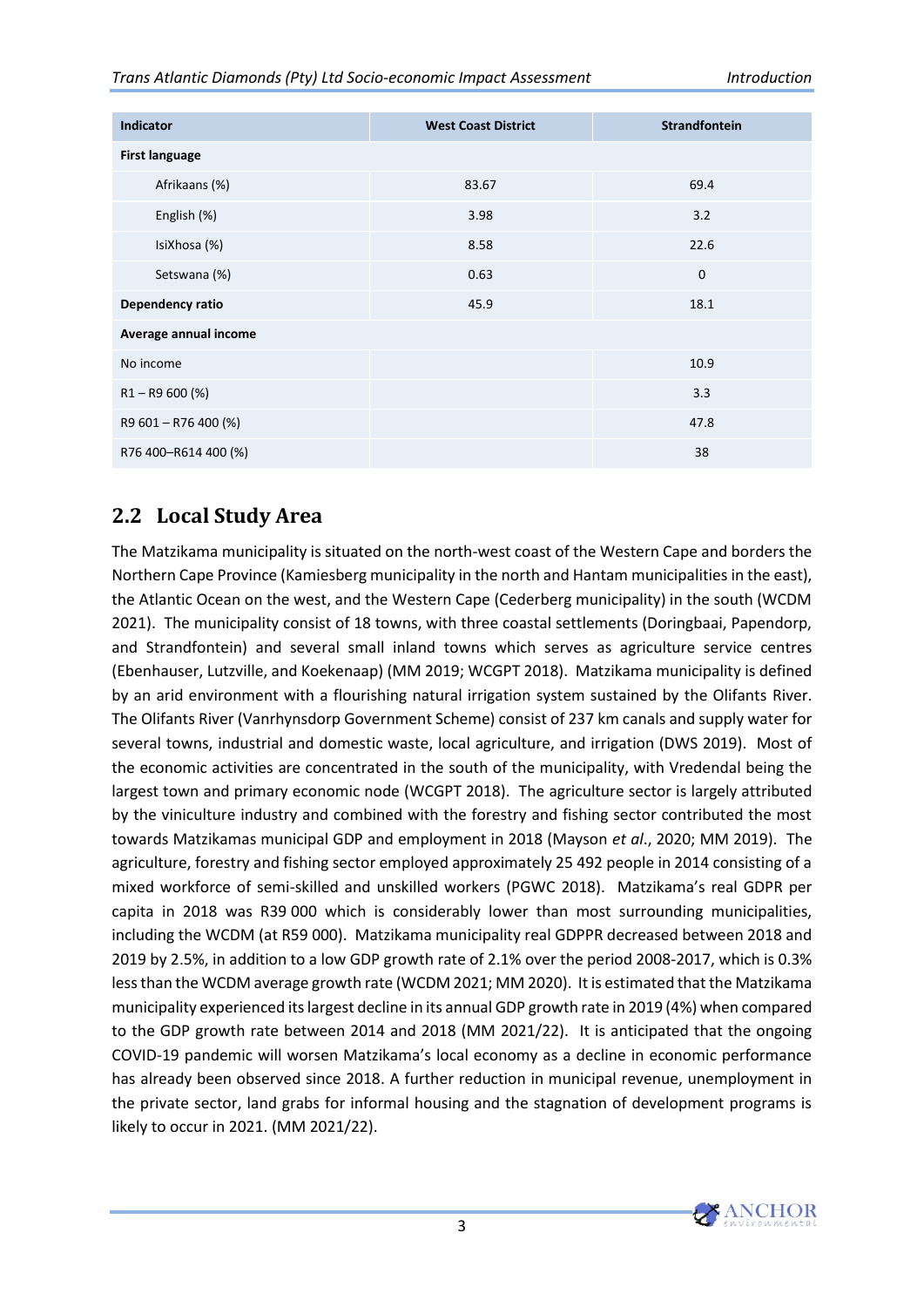| Indicator | West Coast District | Strandfontein |
|---|---|---|
| **First language** | | |
| Afrikaans (%) | 83.67 | 69.4 |
| English (%) | 3.98 | 3.2 |
| IsiXhosa (%) | 8.58 | 22.6 |
| Setswana (%) | 0.63 | 0 |
| **Dependency ratio** | 45.9 | 18.1 |
| **Average annual income** | | |
| No income | | 10.9 |
| R1 – R9 600 (%) | | 3.3 |
| R9 601 – R76 400 (%) | | 47.8 |
| R76 400–R614 400 (%) | | 38 |

## 2.2 Local Study Area

The Matzikama municipality is situated on the north-west coast of the Western Cape and borders the Northern Cape Province (Kamiesberg municipality in the north and Hantam municipalities in the east), the Atlantic Ocean on the west, and the Western Cape (Cederberg municipality) in the south (WCDM 2021). The municipality consist of 18 towns, with three coastal settlements (Doringbaai, Papendorp, and Strandfontein) and several small inland towns which serves as agriculture service centres (Ebenhauser, Lutzville, and Koekenaap) (MM 2019; WCGPT 2018). Matzikama municipality is defined by an arid environment with a flourishing natural irrigation system sustained by the Olifants River. The Olifants River (Vanrhynsdorp Government Scheme) consist of 237 km canals and supply water for several towns, industrial and domestic waste, local agriculture, and irrigation (DWS 2019). Most of the economic activities are concentrated in the south of the municipality, with Vredendal being the largest town and primary economic node (WCGPT 2018). The agriculture sector is largely attributed by the viniculture industry and combined with the forestry and fishing sector contributed the most towards Matzikamas municipal GDP and employment in 2018 (Mayson *et al*., 2020; MM 2019). The agriculture, forestry and fishing sector employed approximately 25 492 people in 2014 consisting of a mixed workforce of semi-skilled and unskilled workers (PGWC 2018). Matzikama's real GDPR per capita in 2018 was R39 000 which is considerably lower than most surrounding municipalities, including the WCDM (at R59 000). Matzikama municipality real GDPPR decreased between 2018 and 2019 by 2.5%, in addition to a low GDP growth rate of 2.1% over the period 2008-2017, which is 0.3% less than the WCDM average growth rate (WCDM 2021; MM 2020). It is estimated that the Matzikama municipality experienced its largest decline in its annual GDP growth rate in 2019 (4%) when compared to the GDP growth rate between 2014 and 2018 (MM 2021/22). It is anticipated that the ongoing COVID-19 pandemic will worsen Matzikama's local economy as a decline in economic performance has already been observed since 2018. A further reduction in municipal revenue, unemployment in the private sector, land grabs for informal housing and the stagnation of development programs is likely to occur in 2021. (MM 2021/22).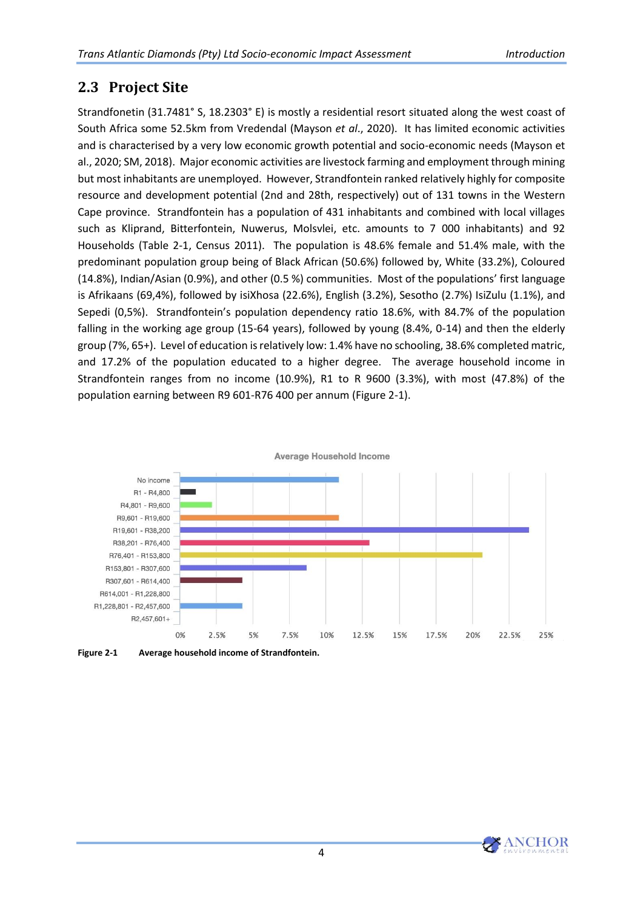## 2.3 Project Site

Strandfonetin (31.7481° S, 18.2303° E) is mostly a residential resort situated along the west coast of South Africa some 52.5km from Vredendal (Mayson *et al*., 2020). It has limited economic activities and is characterised by a very low economic growth potential and socio-economic needs (Mayson et al., 2020; SM, 2018). Major economic activities are livestock farming and employment through mining but most inhabitants are unemployed. However, Strandfontein ranked relatively highly for composite resource and development potential (2nd and 28th, respectively) out of 131 towns in the Western Cape province. Strandfontein has a population of 431 inhabitants and combined with local villages such as Kliprand, Bitterfontein, Nuwerus, Molsvlei, etc. amounts to 7 000 inhabitants) and 92 Households (Table 2-1, Census 2011). The population is 48.6% female and 51.4% male, with the predominant population group being of Black African (50.6%) followed by, White (33.2%), Coloured (14.8%), Indian/Asian (0.9%), and other (0.5 %) communities. Most of the populations' first language is Afrikaans (69,4%), followed by isiXhosa (22.6%), English (3.2%), Sesotho (2.7%) IsiZulu (1.1%), and Sepedi (0,5%). Strandfontein's population dependency ratio 18.6%, with 84.7% of the population falling in the working age group (15-64 years), followed by young (8.4%, 0-14) and then the elderly group (7%, 65+). Level of education is relatively low: 1.4% have no schooling, 38.6% completed matric, and 17.2% of the population educated to a higher degree. The average household income in Strandfontein ranges from no income (10.9%), R1 to R 9600 (3.3%), with most (47.8%) of the population earning between R9 601-R76 400 per annum (Figure 2-1).

**Figure 2-1** **Average household income of Strandfontein.**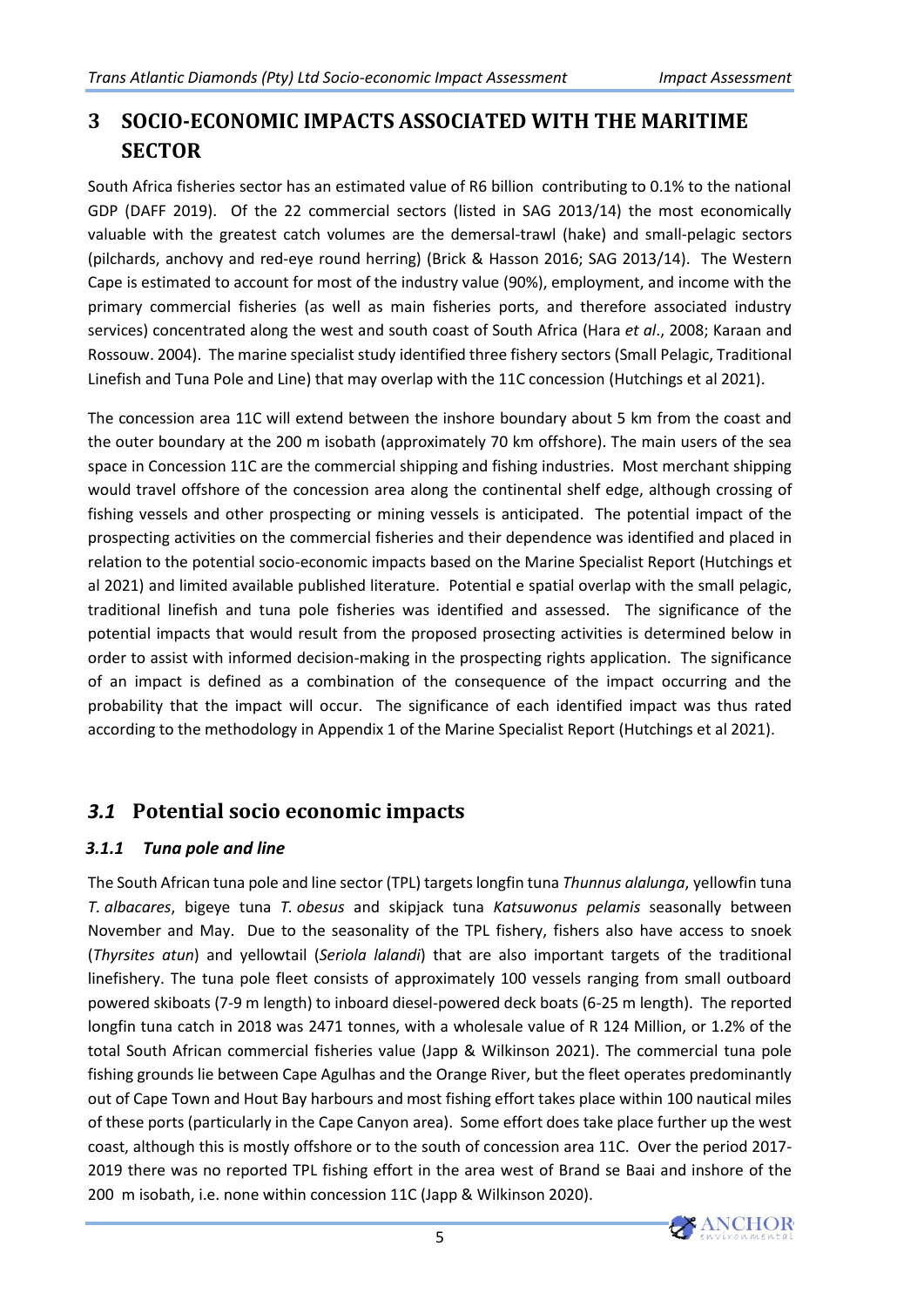# 3 SOCIO-ECONOMIC IMPACTS ASSOCIATED WITH THE MARITIME SECTOR

South Africa fisheries sector has an estimated value of R6 billion contributing to 0.1% to the national GDP (DAFF 2019). Of the 22 commercial sectors (listed in SAG 2013/14) the most economically valuable with the greatest catch volumes are the demersal-trawl (hake) and small-pelagic sectors (pilchards, anchovy and red-eye round herring) (Brick & Hasson 2016; SAG 2013/14). The Western Cape is estimated to account for most of the industry value (90%), employment, and income with the primary commercial fisheries (as well as main fisheries ports, and therefore associated industry services) concentrated along the west and south coast of South Africa (Hara *et al*., 2008; Karaan and Rossouw. 2004). The marine specialist study identified three fishery sectors (Small Pelagic, Traditional Linefish and Tuna Pole and Line) that may overlap with the 11C concession (Hutchings et al 2021).

The concession area 11C will extend between the inshore boundary about 5 km from the coast and the outer boundary at the 200 m isobath (approximately 70 km offshore). The main users of the sea space in Concession 11C are the commercial shipping and fishing industries. Most merchant shipping would travel offshore of the concession area along the continental shelf edge, although crossing of fishing vessels and other prospecting or mining vessels is anticipated. The potential impact of the prospecting activities on the commercial fisheries and their dependence was identified and placed in relation to the potential socio-economic impacts based on the Marine Specialist Report (Hutchings et al 2021) and limited available published literature. Potential e spatial overlap with the small pelagic, traditional linefish and tuna pole fisheries was identified and assessed. The significance of the potential impacts that would result from the proposed prosecting activities is determined below in order to assist with informed decision-making in the prospecting rights application. The significance of an impact is defined as a combination of the consequence of the impact occurring and the probability that the impact will occur. The significance of each identified impact was thus rated according to the methodology in Appendix 1 of the Marine Specialist Report (Hutchings et al 2021).

## *3.1* Potential socio economic impacts

### *3.1.1 Tuna pole and line*

The South African tuna pole and line sector (TPL) targets longfin tuna *Thunnus alalunga*, yellowfin tuna *T. albacares*, bigeye tuna *T. obesus* and skipjack tuna *Katsuwonus pelamis* seasonally between November and May. Due to the seasonality of the TPL fishery, fishers also have access to snoek (*Thyrsites atun*) and yellowtail (*Seriola lalandi*) that are also important targets of the traditional linefishery. The tuna pole fleet consists of approximately 100 vessels ranging from small outboard powered skiboats (7-9 m length) to inboard diesel-powered deck boats (6-25 m length). The reported longfin tuna catch in 2018 was 2471 tonnes, with a wholesale value of R 124 Million, or 1.2% of the total South African commercial fisheries value (Japp & Wilkinson 2021). The commercial tuna pole fishing grounds lie between Cape Agulhas and the Orange River, but the fleet operates predominantly out of Cape Town and Hout Bay harbours and most fishing effort takes place within 100 nautical miles of these ports (particularly in the Cape Canyon area). Some effort does take place further up the west coast, although this is mostly offshore or to the south of concession area 11C. Over the period 2017-2019 there was no reported TPL fishing effort in the area west of Brand se Baai and inshore of the 200 m isobath, i.e. none within concession 11C (Japp & Wilkinson 2020).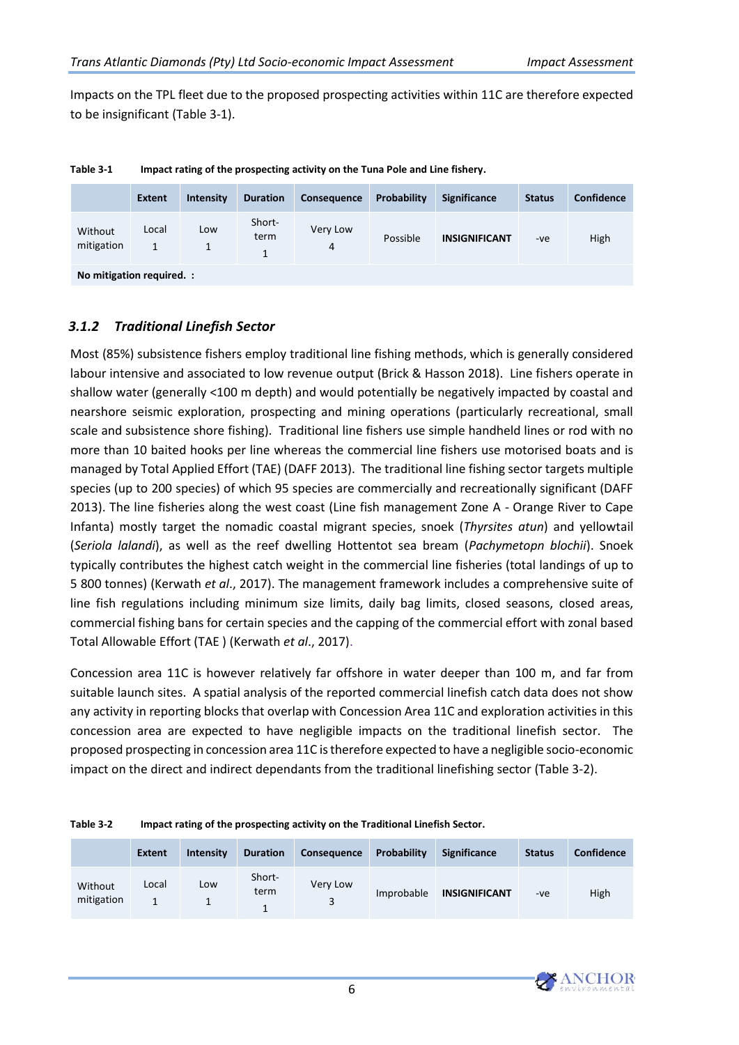Impacts on the TPL fleet due to the proposed prospecting activities within 11C are therefore expected to be insignificant (Table 3-1).

**Table 3-1 Impact rating of the prospecting activity on the Tuna Pole and Line fishery.**

| | Extent | Intensity | Duration | Consequence | Probability | Significance | Status | Confidence |
|---|---|---|---|---|---|---|---|---|
| Without mitigation | Local 1 | Low 1 | Short-term 1 | Very Low 4 | Possible | **INSIGNIFICANT** | -ve | High |
| **No mitigation required. :** | | | | | | | | |

### *3.1.2 Traditional Linefish Sector*

Most (85%) subsistence fishers employ traditional line fishing methods, which is generally considered labour intensive and associated to low revenue output (Brick & Hasson 2018). Line fishers operate in shallow water (generally <100 m depth) and would potentially be negatively impacted by coastal and nearshore seismic exploration, prospecting and mining operations (particularly recreational, small scale and subsistence shore fishing). Traditional line fishers use simple handheld lines or rod with no more than 10 baited hooks per line whereas the commercial line fishers use motorised boats and is managed by Total Applied Effort (TAE) (DAFF 2013). The traditional line fishing sector targets multiple species (up to 200 species) of which 95 species are commercially and recreationally significant (DAFF 2013). The line fisheries along the west coast (Line fish management Zone A - Orange River to Cape Infanta) mostly target the nomadic coastal migrant species, snoek (*Thyrsites atun*) and yellowtail (*Seriola lalandi*), as well as the reef dwelling Hottentot sea bream (*Pachymetopn blochii*). Snoek typically contributes the highest catch weight in the commercial line fisheries (total landings of up to 5 800 tonnes) (Kerwath *et al*., 2017). The management framework includes a comprehensive suite of line fish regulations including minimum size limits, daily bag limits, closed seasons, closed areas, commercial fishing bans for certain species and the capping of the commercial effort with zonal based Total Allowable Effort (TAE ) (Kerwath *et al*., 2017).

Concession area 11C is however relatively far offshore in water deeper than 100 m, and far from suitable launch sites. A spatial analysis of the reported commercial linefish catch data does not show any activity in reporting blocks that overlap with Concession Area 11C and exploration activities in this concession area are expected to have negligible impacts on the traditional linefish sector. The proposed prospecting in concession area 11C is therefore expected to have a negligible socio-economic impact on the direct and indirect dependants from the traditional linefishing sector (Table 3-2).

**Table 3-2 Impact rating of the prospecting activity on the Traditional Linefish Sector.**

| | Extent | Intensity | Duration | Consequence | Probability | Significance | Status | Confidence |
|---|---|---|---|---|---|---|---|---|
| Without mitigation | Local 1 | Low 1 | Short-term 1 | Very Low 3 | Improbable | **INSIGNIFICANT** | -ve | High |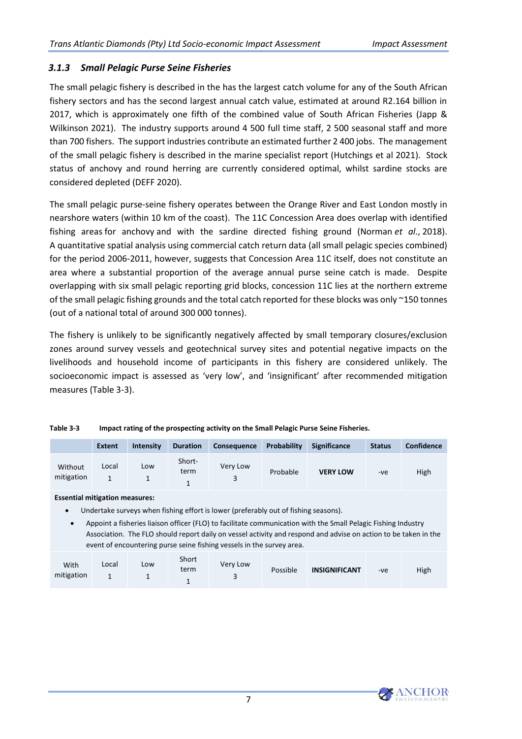### 3.1.3 *Small Pelagic Purse Seine Fisheries*

The small pelagic fishery is described in the has the largest catch volume for any of the South African fishery sectors and has the second largest annual catch value, estimated at around R2.164 billion in 2017, which is approximately one fifth of the combined value of South African Fisheries (Japp & Wilkinson 2021). The industry supports around 4 500 full time staff, 2 500 seasonal staff and more than 700 fishers. The support industries contribute an estimated further 2 400 jobs. The management of the small pelagic fishery is described in the marine specialist report (Hutchings et al 2021). Stock status of anchovy and round herring are currently considered optimal, whilst sardine stocks are considered depleted (DEFF 2020).

The small pelagic purse-seine fishery operates between the Orange River and East London mostly in nearshore waters (within 10 km of the coast). The 11C Concession Area does overlap with identified fishing areas for anchovy and with the sardine directed fishing ground (Norman *et al*., 2018). A quantitative spatial analysis using commercial catch return data (all small pelagic species combined) for the period 2006-2011, however, suggests that Concession Area 11C itself, does not constitute an area where a substantial proportion of the average annual purse seine catch is made. Despite overlapping with six small pelagic reporting grid blocks, concession 11C lies at the northern extreme of the small pelagic fishing grounds and the total catch reported for these blocks was only ~150 tonnes (out of a national total of around 300 000 tonnes).

The fishery is unlikely to be significantly negatively affected by small temporary closures/exclusion zones around survey vessels and geotechnical survey sites and potential negative impacts on the livelihoods and household income of participants in this fishery are considered unlikely. The socioeconomic impact is assessed as 'very low', and 'insignificant' after recommended mitigation measures (Table 3-3).

**Table 3-3 Impact rating of the prospecting activity on the Small Pelagic Purse Seine Fisheries.**

| | Extent | Intensity | Duration | Consequence | Probability | Significance | Status | Confidence |
|---|---|---|---|---|---|---|---|---|
| Without mitigation | Local 1 | Low 1 | Short-term 1 | Very Low 3 | Probable | **VERY LOW** | -ve | High |
| **Essential mitigation measures:** <br>• Undertake surveys when fishing effort is lower (preferably out of fishing seasons). <br>• Appoint a fisheries liaison officer (FLO) to facilitate communication with the Small Pelagic Fishing Industry Association. The FLO should report daily on vessel activity and respond and advise on action to be taken in the event of encountering purse seine fishing vessels in the survey area. | | | | | | | | |
| With mitigation | Local 1 | Low 1 | Short term 1 | Very Low 3 | Possible | **INSIGNIFICANT** | -ve | High |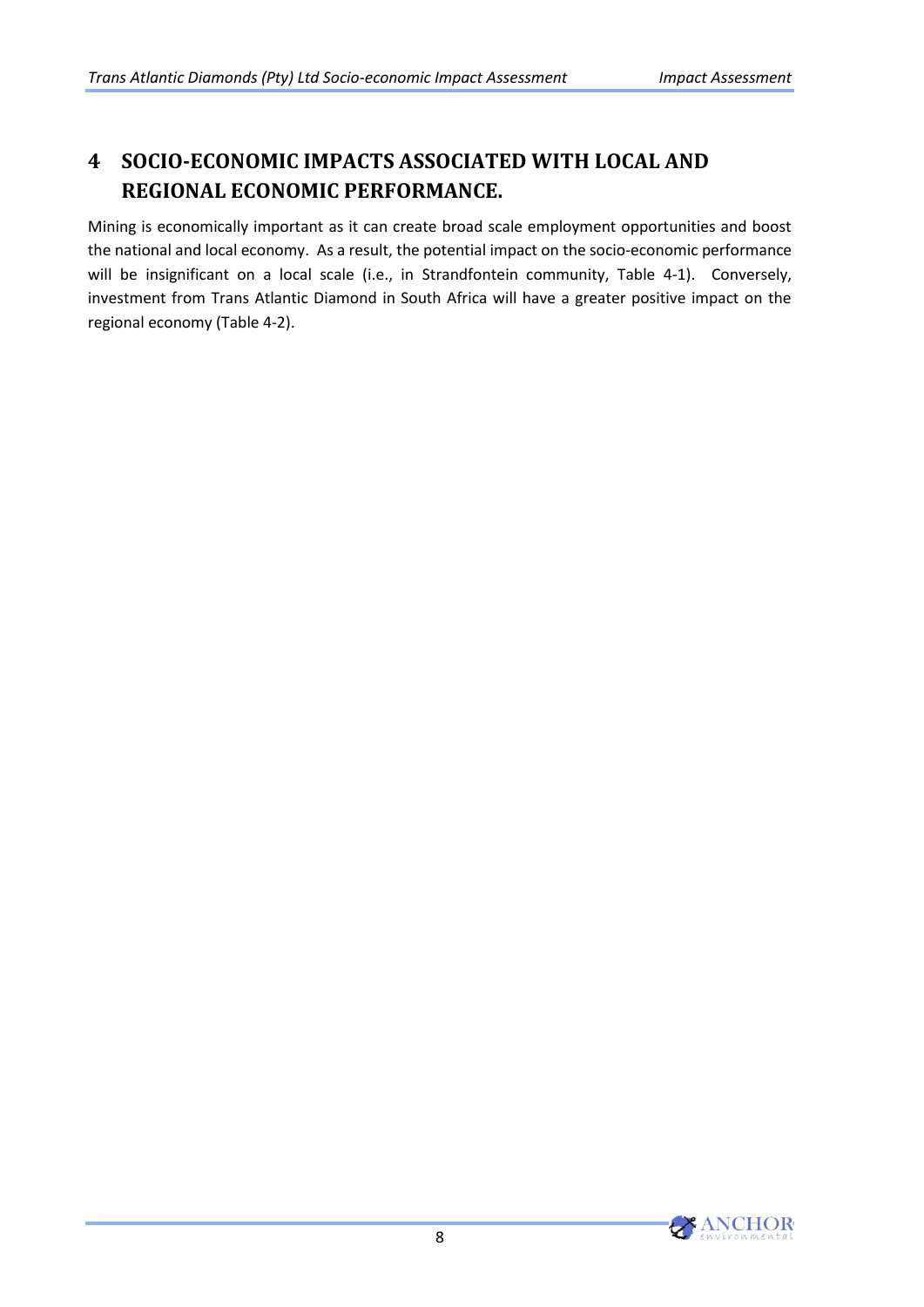# 4 SOCIO-ECONOMIC IMPACTS ASSOCIATED WITH LOCAL AND REGIONAL ECONOMIC PERFORMANCE.

Mining is economically important as it can create broad scale employment opportunities and boost the national and local economy. As a result, the potential impact on the socio-economic performance will be insignificant on a local scale (i.e., in Strandfontein community, Table 4-1). Conversely, investment from Trans Atlantic Diamond in South Africa will have a greater positive impact on the regional economy (Table 4-2).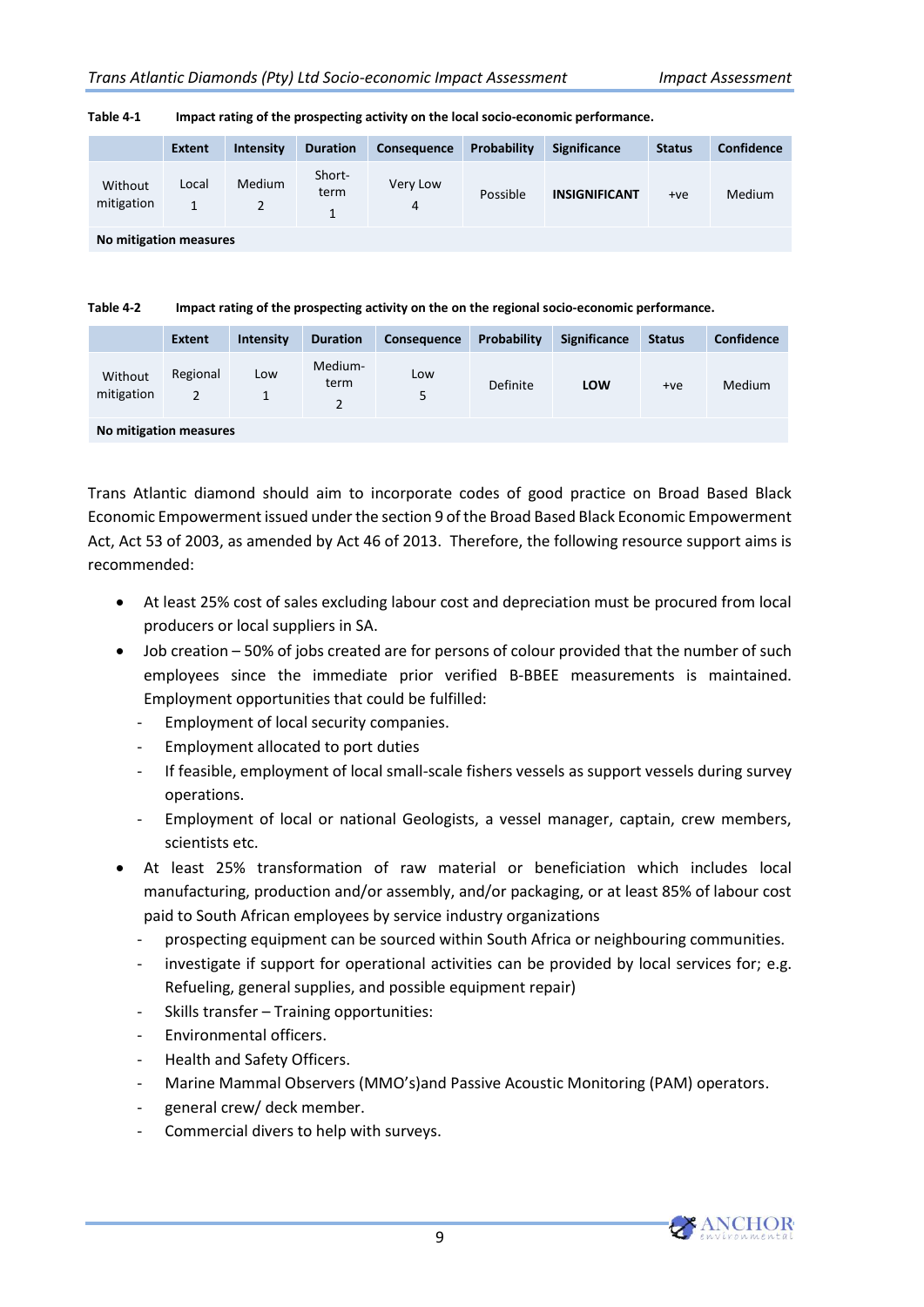**Table 4-1 Impact rating of the prospecting activity on the local socio-economic performance.**

| | Extent | Intensity | Duration | Consequence | Probability | Significance | Status | Confidence |
|---|---|---|---|---|---|---|---|---|
| Without mitigation | Local 1 | Medium 2 | Short-term 1 | Very Low 4 | Possible | **INSIGNIFICANT** | +ve | Medium |
| **No mitigation measures** | | | | | | | | |

**Table 4-2 Impact rating of the prospecting activity on the on the regional socio-economic performance.**

| | Extent | Intensity | Duration | Consequence | Probability | Significance | Status | Confidence |
|---|---|---|---|---|---|---|---|---|
| Without mitigation | Regional 2 | Low 1 | Medium-term 2 | Low 5 | Definite | **LOW** | +ve | Medium |
| **No mitigation measures** | | | | | | | | |

Trans Atlantic diamond should aim to incorporate codes of good practice on Broad Based Black Economic Empowerment issued under the section 9 of the Broad Based Black Economic Empowerment Act, Act 53 of 2003, as amended by Act 46 of 2013. Therefore, the following resource support aims is recommended:

- At least 25% cost of sales excluding labour cost and depreciation must be procured from local producers or local suppliers in SA.
- Job creation – 50% of jobs created are for persons of colour provided that the number of such employees since the immediate prior verified B-BBEE measurements is maintained. Employment opportunities that could be fulfilled:
  - Employment of local security companies.
  - Employment allocated to port duties
  - If feasible, employment of local small-scale fishers vessels as support vessels during survey operations.
  - Employment of local or national Geologists, a vessel manager, captain, crew members, scientists etc.
- At least 25% transformation of raw material or beneficiation which includes local manufacturing, production and/or assembly, and/or packaging, or at least 85% of labour cost paid to South African employees by service industry organizations
  - prospecting equipment can be sourced within South Africa or neighbouring communities.
  - investigate if support for operational activities can be provided by local services for; e.g. Refueling, general supplies, and possible equipment repair)
  - Skills transfer – Training opportunities:
  - Environmental officers.
  - Health and Safety Officers.
  - Marine Mammal Observers (MMO's)and Passive Acoustic Monitoring (PAM) operators.
  - general crew/ deck member.
  - Commercial divers to help with surveys.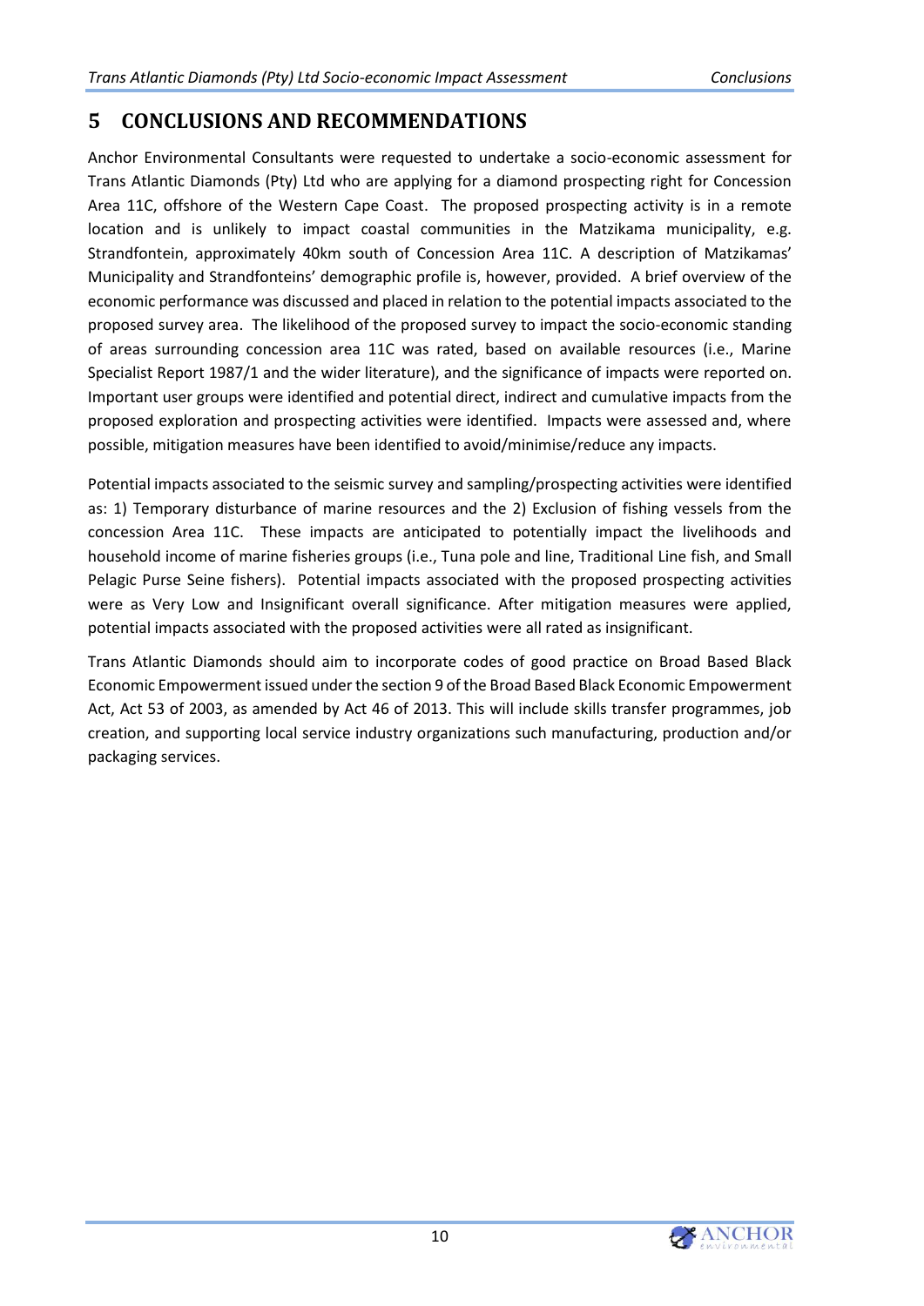# 5 CONCLUSIONS AND RECOMMENDATIONS

Anchor Environmental Consultants were requested to undertake a socio-economic assessment for Trans Atlantic Diamonds (Pty) Ltd who are applying for a diamond prospecting right for Concession Area 11C, offshore of the Western Cape Coast. The proposed prospecting activity is in a remote location and is unlikely to impact coastal communities in the Matzikama municipality, e.g. Strandfontein, approximately 40km south of Concession Area 11C. A description of Matzikamas' Municipality and Strandfonteins' demographic profile is, however, provided. A brief overview of the economic performance was discussed and placed in relation to the potential impacts associated to the proposed survey area. The likelihood of the proposed survey to impact the socio-economic standing of areas surrounding concession area 11C was rated, based on available resources (i.e., Marine Specialist Report 1987/1 and the wider literature), and the significance of impacts were reported on. Important user groups were identified and potential direct, indirect and cumulative impacts from the proposed exploration and prospecting activities were identified. Impacts were assessed and, where possible, mitigation measures have been identified to avoid/minimise/reduce any impacts.

Potential impacts associated to the seismic survey and sampling/prospecting activities were identified as: 1) Temporary disturbance of marine resources and the 2) Exclusion of fishing vessels from the concession Area 11C. These impacts are anticipated to potentially impact the livelihoods and household income of marine fisheries groups (i.e., Tuna pole and line, Traditional Line fish, and Small Pelagic Purse Seine fishers). Potential impacts associated with the proposed prospecting activities were as Very Low and Insignificant overall significance. After mitigation measures were applied, potential impacts associated with the proposed activities were all rated as insignificant.

Trans Atlantic Diamonds should aim to incorporate codes of good practice on Broad Based Black Economic Empowerment issued under the section 9 of the Broad Based Black Economic Empowerment Act, Act 53 of 2003, as amended by Act 46 of 2013. This will include skills transfer programmes, job creation, and supporting local service industry organizations such manufacturing, production and/or packaging services.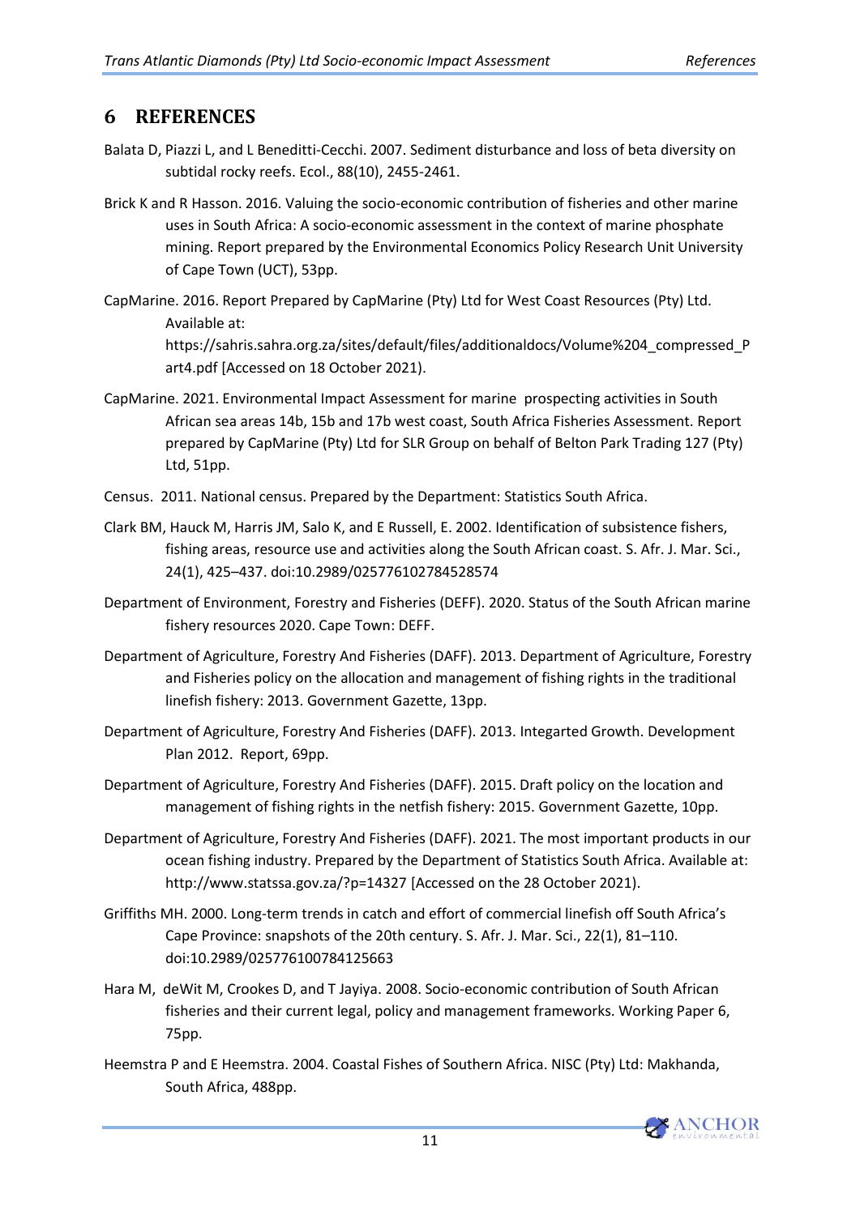# 6 REFERENCES

Balata D, Piazzi L, and L Beneditti-Cecchi. 2007. Sediment disturbance and loss of beta diversity on subtidal rocky reefs. Ecol., 88(10), 2455-2461.

Brick K and R Hasson. 2016. Valuing the socio-economic contribution of fisheries and other marine uses in South Africa: A socio-economic assessment in the context of marine phosphate mining. Report prepared by the Environmental Economics Policy Research Unit University of Cape Town (UCT), 53pp.

CapMarine. 2016. Report Prepared by CapMarine (Pty) Ltd for West Coast Resources (Pty) Ltd. Available at: https://sahris.sahra.org.za/sites/default/files/additionaldocs/Volume%204_compressed_Part4.pdf [Accessed on 18 October 2021).

CapMarine. 2021. Environmental Impact Assessment for marine prospecting activities in South African sea areas 14b, 15b and 17b west coast, South Africa Fisheries Assessment. Report prepared by CapMarine (Pty) Ltd for SLR Group on behalf of Belton Park Trading 127 (Pty) Ltd, 51pp.

Census. 2011. National census. Prepared by the Department: Statistics South Africa.

Clark BM, Hauck M, Harris JM, Salo K, and E Russell, E. 2002. Identification of subsistence fishers, fishing areas, resource use and activities along the South African coast. S. Afr. J. Mar. Sci., 24(1), 425–437. doi:10.2989/025776102784528574

Department of Environment, Forestry and Fisheries (DEFF). 2020. Status of the South African marine fishery resources 2020. Cape Town: DEFF.

Department of Agriculture, Forestry And Fisheries (DAFF). 2013. Department of Agriculture, Forestry and Fisheries policy on the allocation and management of fishing rights in the traditional linefish fishery: 2013. Government Gazette, 13pp.

Department of Agriculture, Forestry And Fisheries (DAFF). 2013. Integarted Growth. Development Plan 2012. Report, 69pp.

Department of Agriculture, Forestry And Fisheries (DAFF). 2015. Draft policy on the location and management of fishing rights in the netfish fishery: 2015. Government Gazette, 10pp.

Department of Agriculture, Forestry And Fisheries (DAFF). 2021. The most important products in our ocean fishing industry. Prepared by the Department of Statistics South Africa. Available at: http://www.statssa.gov.za/?p=14327 [Accessed on the 28 October 2021).

Griffiths MH. 2000. Long-term trends in catch and effort of commercial linefish off South Africa's Cape Province: snapshots of the 20th century. S. Afr. J. Mar. Sci., 22(1), 81–110. doi:10.2989/025776100784125663

Hara M, deWit M, Crookes D, and T Jayiya. 2008. Socio-economic contribution of South African fisheries and their current legal, policy and management frameworks. Working Paper 6, 75pp.

Heemstra P and E Heemstra. 2004. Coastal Fishes of Southern Africa. NISC (Pty) Ltd: Makhanda, South Africa, 488pp.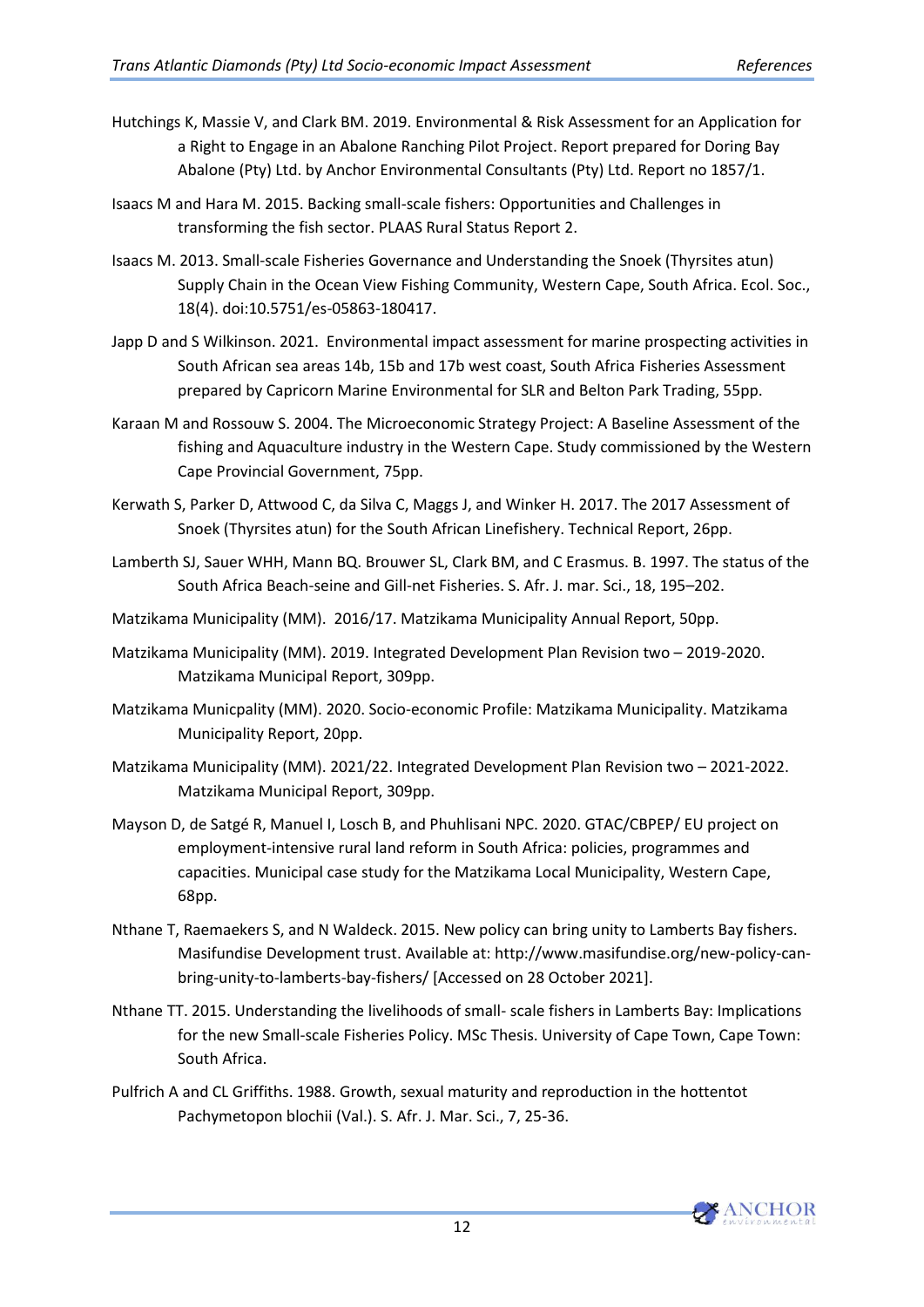Hutchings K, Massie V, and Clark BM. 2019. Environmental & Risk Assessment for an Application for a Right to Engage in an Abalone Ranching Pilot Project. Report prepared for Doring Bay Abalone (Pty) Ltd. by Anchor Environmental Consultants (Pty) Ltd. Report no 1857/1.

Isaacs M and Hara M. 2015. Backing small-scale fishers: Opportunities and Challenges in transforming the fish sector. PLAAS Rural Status Report 2.

Isaacs M. 2013. Small-scale Fisheries Governance and Understanding the Snoek (Thyrsites atun) Supply Chain in the Ocean View Fishing Community, Western Cape, South Africa. Ecol. Soc., 18(4). doi:10.5751/es-05863-180417.

Japp D and S Wilkinson. 2021. Environmental impact assessment for marine prospecting activities in South African sea areas 14b, 15b and 17b west coast, South Africa Fisheries Assessment prepared by Capricorn Marine Environmental for SLR and Belton Park Trading, 55pp.

Karaan M and Rossouw S. 2004. The Microeconomic Strategy Project: A Baseline Assessment of the fishing and Aquaculture industry in the Western Cape. Study commissioned by the Western Cape Provincial Government, 75pp.

Kerwath S, Parker D, Attwood C, da Silva C, Maggs J, and Winker H. 2017. The 2017 Assessment of Snoek (Thyrsites atun) for the South African Linefishery. Technical Report, 26pp.

Lamberth SJ, Sauer WHH, Mann BQ. Brouwer SL, Clark BM, and C Erasmus. B. 1997. The status of the South Africa Beach-seine and Gill-net Fisheries. S. Afr. J. mar. Sci., 18, 195–202.

Matzikama Municipality (MM). 2016/17. Matzikama Municipality Annual Report, 50pp.

Matzikama Municipality (MM). 2019. Integrated Development Plan Revision two – 2019-2020. Matzikama Municipal Report, 309pp.

Matzikama Municpality (MM). 2020. Socio-economic Profile: Matzikama Municipality. Matzikama Municipality Report, 20pp.

Matzikama Municipality (MM). 2021/22. Integrated Development Plan Revision two – 2021-2022. Matzikama Municipal Report, 309pp.

Mayson D, de Satgé R, Manuel I, Losch B, and Phuhlisani NPC. 2020. GTAC/CBPEP/ EU project on employment-intensive rural land reform in South Africa: policies, programmes and capacities. Municipal case study for the Matzikama Local Municipality, Western Cape, 68pp.

Nthane T, Raemaekers S, and N Waldeck. 2015. New policy can bring unity to Lamberts Bay fishers. Masifundise Development trust. Available at: http://www.masifundise.org/new-policy-can-bring-unity-to-lamberts-bay-fishers/ [Accessed on 28 October 2021].

Nthane TT. 2015. Understanding the livelihoods of small- scale fishers in Lamberts Bay: Implications for the new Small-scale Fisheries Policy. MSc Thesis. University of Cape Town, Cape Town: South Africa.

Pulfrich A and CL Griffiths. 1988. Growth, sexual maturity and reproduction in the hottentot Pachymetopon blochii (Val.). S. Afr. J. Mar. Sci., 7, 25-36.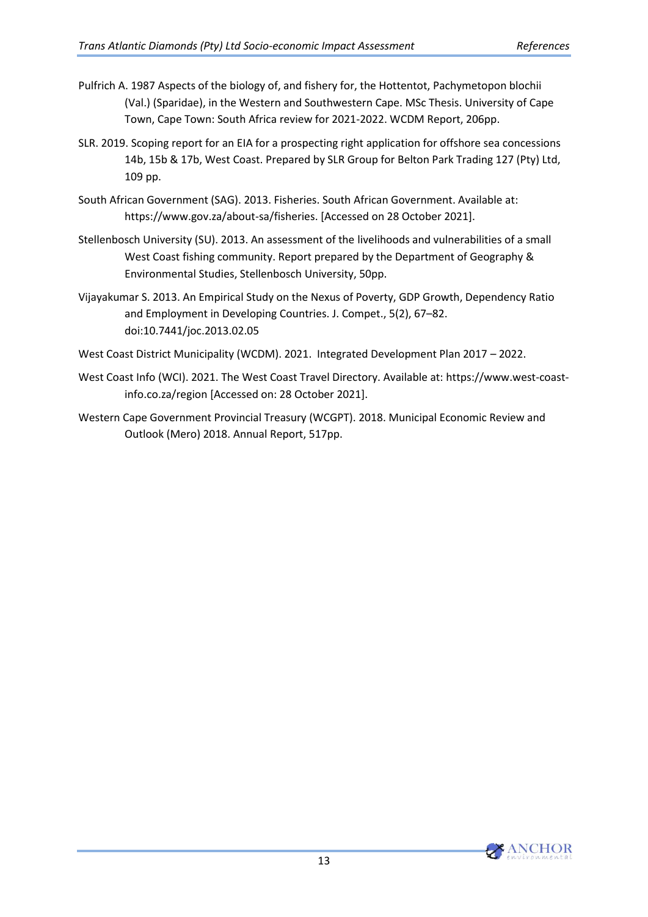Pulfrich A. 1987 Aspects of the biology of, and fishery for, the Hottentot, Pachymetopon blochii (Val.) (Sparidae), in the Western and Southwestern Cape. MSc Thesis. University of Cape Town, Cape Town: South Africa review for 2021-2022. WCDM Report, 206pp.

SLR. 2019. Scoping report for an EIA for a prospecting right application for offshore sea concessions 14b, 15b & 17b, West Coast. Prepared by SLR Group for Belton Park Trading 127 (Pty) Ltd, 109 pp.

South African Government (SAG). 2013. Fisheries. South African Government. Available at: https://www.gov.za/about-sa/fisheries. [Accessed on 28 October 2021].

Stellenbosch University (SU). 2013. An assessment of the livelihoods and vulnerabilities of a small West Coast fishing community. Report prepared by the Department of Geography & Environmental Studies, Stellenbosch University, 50pp.

Vijayakumar S. 2013. An Empirical Study on the Nexus of Poverty, GDP Growth, Dependency Ratio and Employment in Developing Countries. J. Compet., 5(2), 67–82. doi:10.7441/joc.2013.02.05

West Coast District Municipality (WCDM). 2021. Integrated Development Plan 2017 – 2022.

West Coast Info (WCI). 2021. The West Coast Travel Directory. Available at: https://www.west-coast-info.co.za/region [Accessed on: 28 October 2021].

Western Cape Government Provincial Treasury (WCGPT). 2018. Municipal Economic Review and Outlook (Mero) 2018. Annual Report, 517pp.